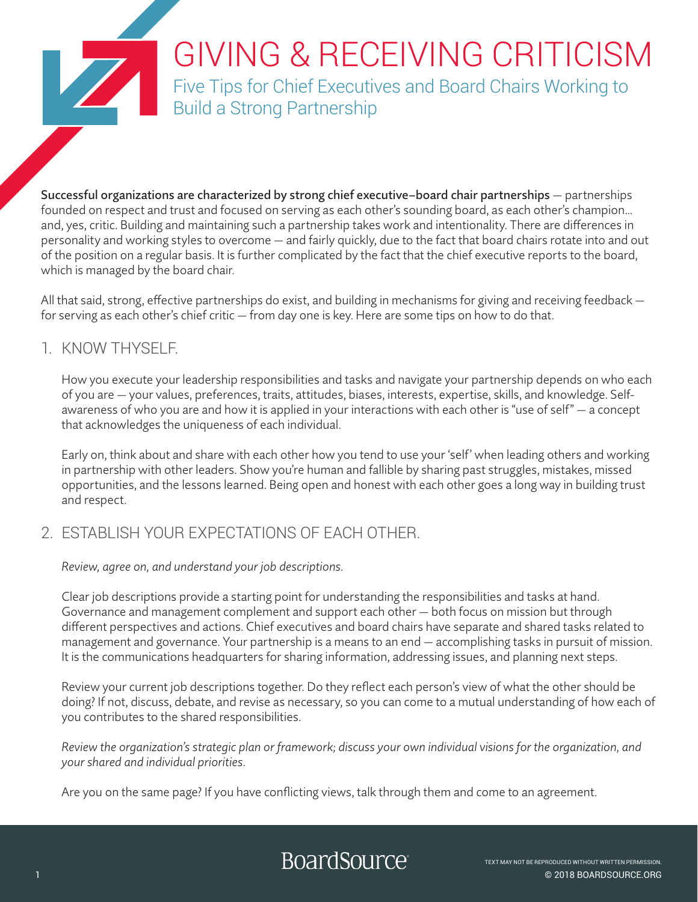# GIVING & RECEIVING CRITICISM

## Five Tips for Chief Executives and Board Chairs Working to Build a Strong Partnership

**Successful organizations are characterized by strong chief executive–board chair partnerships** — partnerships founded on respect and trust and focused on serving as each other's sounding board, as each other's champion… and, yes, critic. Building and maintaining such a partnership takes work and intentionality. There are differences in personality and working styles to overcome — and fairly quickly, due to the fact that board chairs rotate into and out of the position on a regular basis. It is further complicated by the fact that the chief executive reports to the board, which is managed by the board chair.

All that said, strong, effective partnerships do exist, and building in mechanisms for giving and receiving feedback — for serving as each other's chief critic — from day one is key. Here are some tips on how to do that.

### 1. KNOW THYSELF.

How you execute your leadership responsibilities and tasks and navigate your partnership depends on who each of you are — your values, preferences, traits, attitudes, biases, interests, expertise, skills, and knowledge. Self-awareness of who you are and how it is applied in your interactions with each other is "use of self" — a concept that acknowledges the uniqueness of each individual.

Early on, think about and share with each other how you tend to use your 'self' when leading others and working in partnership with other leaders. Show you're human and fallible by sharing past struggles, mistakes, missed opportunities, and the lessons learned. Being open and honest with each other goes a long way in building trust and respect.

### 2. ESTABLISH YOUR EXPECTATIONS OF EACH OTHER.

*Review, agree on, and understand your job descriptions.*

Clear job descriptions provide a starting point for understanding the responsibilities and tasks at hand. Governance and management complement and support each other — both focus on mission but through different perspectives and actions. Chief executives and board chairs have separate and shared tasks related to management and governance. Your partnership is a means to an end — accomplishing tasks in pursuit of mission. It is the communications headquarters for sharing information, addressing issues, and planning next steps.

Review your current job descriptions together. Do they reflect each person's view of what the other should be doing? If not, discuss, debate, and revise as necessary, so you can come to a mutual understanding of how each of you contributes to the shared responsibilities.

*Review the organization's strategic plan or framework; discuss your own individual visions for the organization, and your shared and individual priorities.*

Are you on the same page? If you have conflicting views, talk through them and come to an agreement.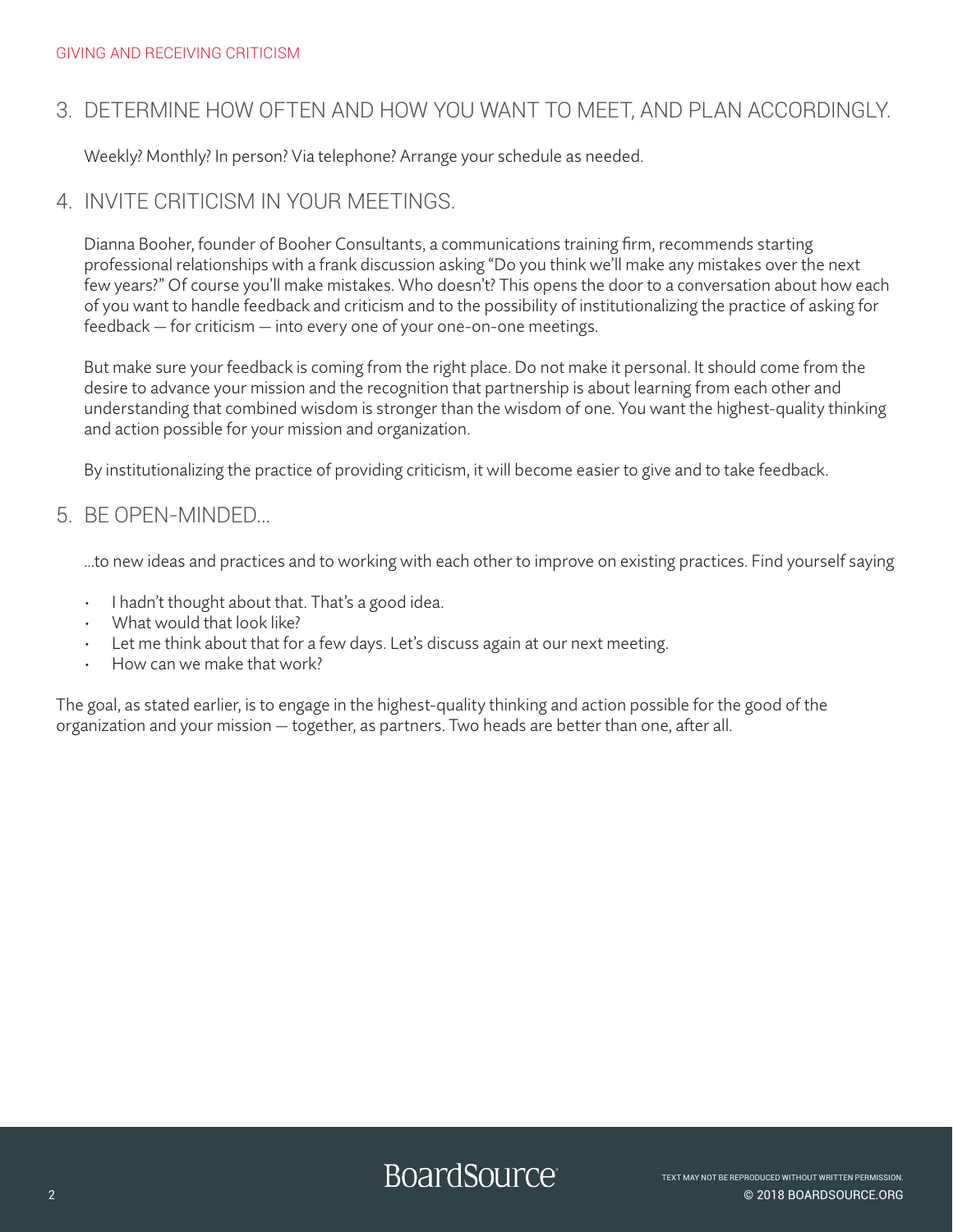## 3. DETERMINE HOW OFTEN AND HOW YOU WANT TO MEET, AND PLAN ACCORDINGLY.

Weekly? Monthly? In person? Via telephone? Arrange your schedule as needed.

## 4. INVITE CRITICISM IN YOUR MEETINGS.

Dianna Booher, founder of Booher Consultants, a communications training firm, recommends starting professional relationships with a frank discussion asking "Do you think we'll make any mistakes over the next few years?" Of course you'll make mistakes. Who doesn't? This opens the door to a conversation about how each of you want to handle feedback and criticism and to the possibility of institutionalizing the practice of asking for feedback — for criticism — into every one of your one-on-one meetings.

But make sure your feedback is coming from the right place. Do not make it personal. It should come from the desire to advance your mission and the recognition that partnership is about learning from each other and understanding that combined wisdom is stronger than the wisdom of one. You want the highest-quality thinking and action possible for your mission and organization.

By institutionalizing the practice of providing criticism, it will become easier to give and to take feedback.

## 5. BE OPEN-MINDED...

...to new ideas and practices and to working with each other to improve on existing practices. Find yourself saying

- I hadn't thought about that. That's a good idea.
- What would that look like?
- Let me think about that for a few days. Let's discuss again at our next meeting.
- How can we make that work?

The goal, as stated earlier, is to engage in the highest-quality thinking and action possible for the good of the organization and your mission — together, as partners. Two heads are better than one, after all.